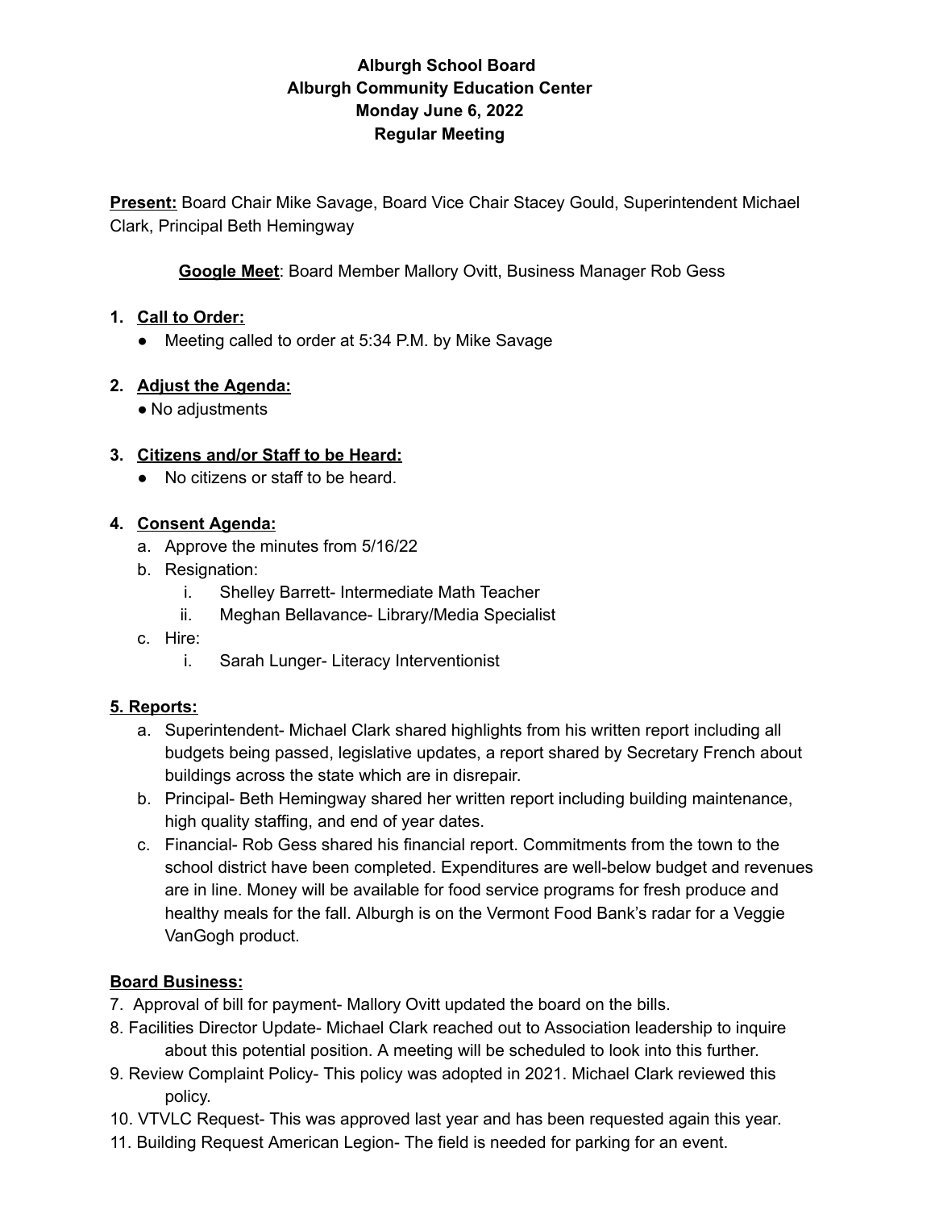**Alburgh School Board**
**Alburgh Community Education Center**
**Monday June 6, 2022**
**Regular Meeting**

**Present:** Board Chair Mike Savage, Board Vice Chair Stacey Gould, Superintendent Michael Clark, Principal Beth Hemingway

**Google Meet**: Board Member Mallory Ovitt, Business Manager Rob Gess

1. **Call to Order:**
   - Meeting called to order at 5:34 P.M. by Mike Savage

2. **Adjust the Agenda:**
   - No adjustments

3. **Citizens and/or Staff to be Heard:**
   - No citizens or staff to be heard.

4. **Consent Agenda:**
   a. Approve the minutes from 5/16/22
   b. Resignation:
      i. Shelley Barrett- Intermediate Math Teacher
      ii. Meghan Bellavance- Library/Media Specialist
   c. Hire:
      i. Sarah Lunger- Literacy Interventionist

**5. Reports:**

a. Superintendent- Michael Clark shared highlights from his written report including all budgets being passed, legislative updates, a report shared by Secretary French about buildings across the state which are in disrepair.
b. Principal- Beth Hemingway shared her written report including building maintenance, high quality staffing, and end of year dates.
c. Financial- Rob Gess shared his financial report. Commitments from the town to the school district have been completed. Expenditures are well-below budget and revenues are in line. Money will be available for food service programs for fresh produce and healthy meals for the fall. Alburgh is on the Vermont Food Bank's radar for a Veggie VanGogh product.

**Board Business:**

7. Approval of bill for payment- Mallory Ovitt updated the board on the bills.
8. Facilities Director Update- Michael Clark reached out to Association leadership to inquire about this potential position. A meeting will be scheduled to look into this further.
9. Review Complaint Policy- This policy was adopted in 2021. Michael Clark reviewed this policy.
10. VTVLC Request- This was approved last year and has been requested again this year.
11. Building Request American Legion- The field is needed for parking for an event.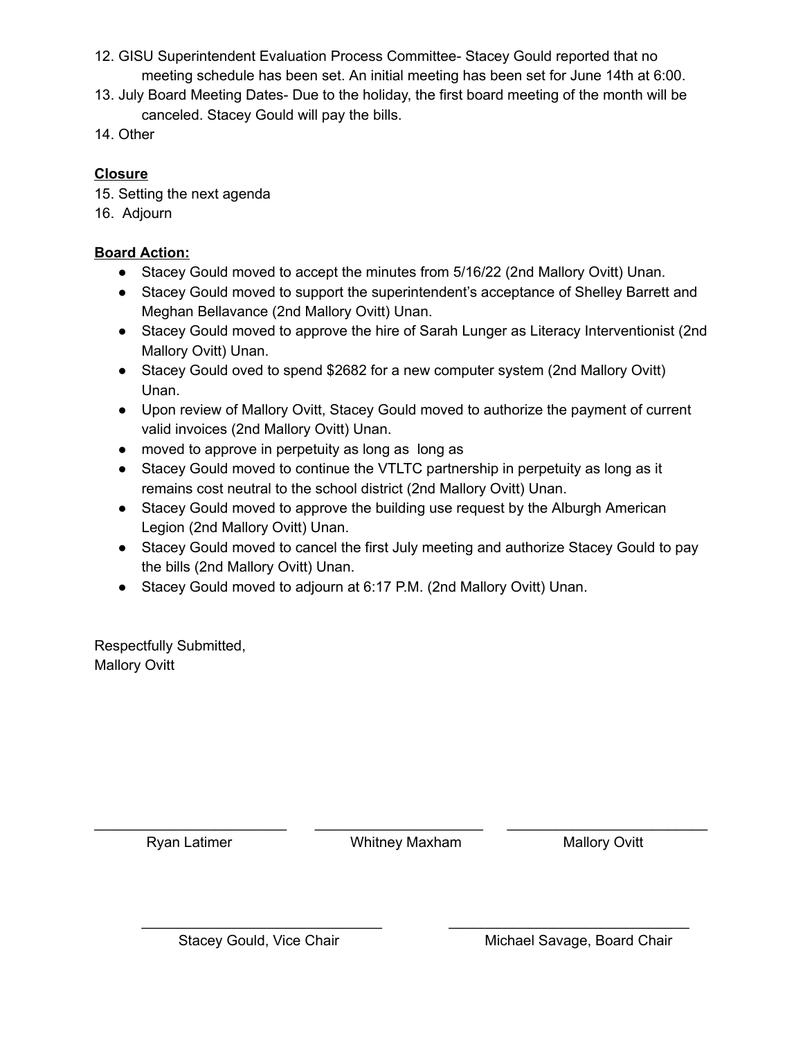12. GISU Superintendent Evaluation Process Committee- Stacey Gould reported that no meeting schedule has been set. An initial meeting has been set for June 14th at 6:00.
13. July Board Meeting Dates- Due to the holiday, the first board meeting of the month will be canceled. Stacey Gould will pay the bills.
14. Other

**Closure**

15. Setting the next agenda
16. Adjourn

**Board Action:**

- Stacey Gould moved to accept the minutes from 5/16/22 (2nd Mallory Ovitt) Unan.
- Stacey Gould moved to support the superintendent's acceptance of Shelley Barrett and Meghan Bellavance (2nd Mallory Ovitt) Unan.
- Stacey Gould moved to approve the hire of Sarah Lunger as Literacy Interventionist (2nd Mallory Ovitt) Unan.
- Stacey Gould oved to spend $2682 for a new computer system (2nd Mallory Ovitt) Unan.
- Upon review of Mallory Ovitt, Stacey Gould moved to authorize the payment of current valid invoices (2nd Mallory Ovitt) Unan.
- moved to approve in perpetuity as long as long as
- Stacey Gould moved to continue the VTLTC partnership in perpetuity as long as it remains cost neutral to the school district (2nd Mallory Ovitt) Unan.
- Stacey Gould moved to approve the building use request by the Alburgh American Legion (2nd Mallory Ovitt) Unan.
- Stacey Gould moved to cancel the first July meeting and authorize Stacey Gould to pay the bills (2nd Mallory Ovitt) Unan.
- Stacey Gould moved to adjourn at 6:17 P.M. (2nd Mallory Ovitt) Unan.

Respectfully Submitted,
Mallory Ovitt

\_\_\_\_\_\_\_\_\_\_\_\_\_\_\_\_\_\_\_\_\_\_\_\_
Ryan Latimer

\_\_\_\_\_\_\_\_\_\_\_\_\_\_\_\_\_\_\_\_\_\_\_\_
Whitney Maxham

\_\_\_\_\_\_\_\_\_\_\_\_\_\_\_\_\_\_\_\_\_\_\_\_
Mallory Ovitt

\_\_\_\_\_\_\_\_\_\_\_\_\_\_\_\_\_\_\_\_\_\_\_\_
Stacey Gould, Vice Chair

\_\_\_\_\_\_\_\_\_\_\_\_\_\_\_\_\_\_\_\_\_\_\_\_
Michael Savage, Board Chair